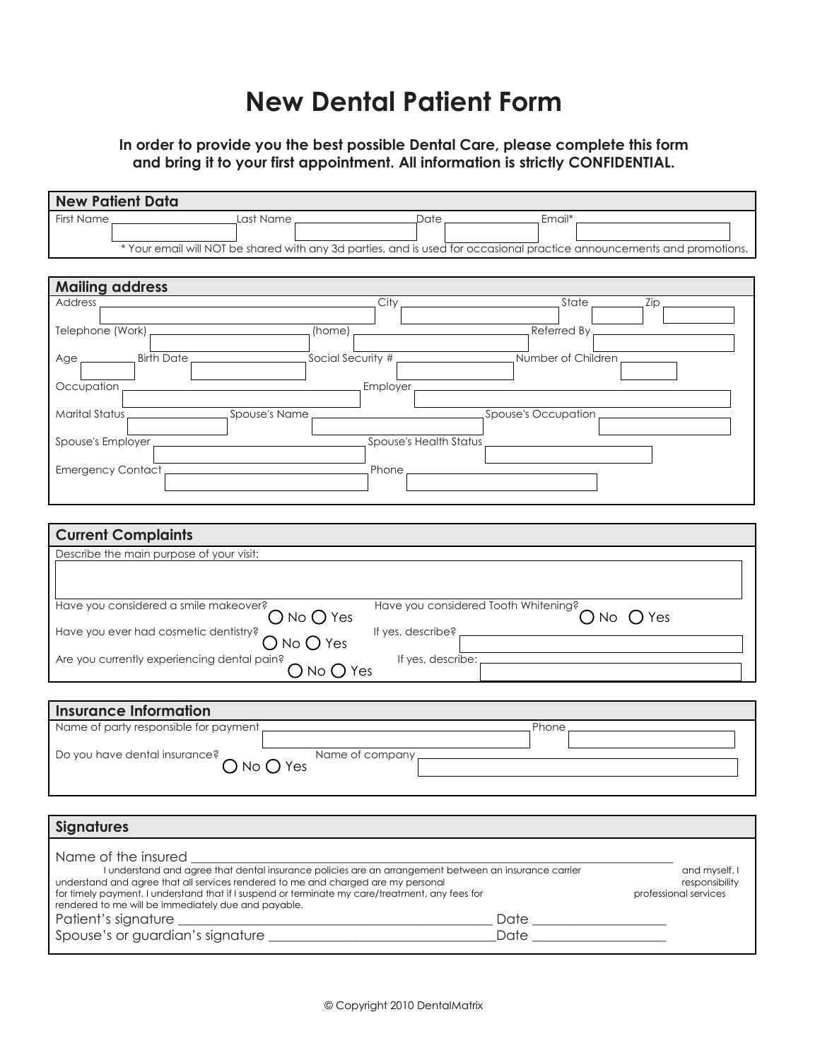# New Dental Patient Form

**In order to provide you the best possible Dental Care, please complete this form and bring it to your first appointment. All information is strictly CONFIDENTIAL.**

## New Patient Data

First Name ______ Last Name ______ Date ______ Email* ______

\* Your email will NOT be shared with any 3d parties, and is used for occasional practice announcements and promotions.

## Mailing address

Address ______ City ______ State ______ Zip ______

Telephone (Work) ______ (home) ______ Referred By ______

Age ______ Birth Date ______ Social Security # ______ Number of Children ______

Occupation ______ Employer ______

Marital Status ______ Spouse's Name ______ Spouse's Occupation ______

Spouse's Employer ______ Spouse's Health Status ______

Emergency Contact ______ Phone ______

## Current Complaints

Describe the main purpose of your visit:

______

Have you considered a smile makeover? ◯ No ◯ Yes

Have you considered Tooth Whitening? ◯ No ◯ Yes

Have you ever had cosmetic dentistry? ◯ No ◯ Yes

If yes, describe? ______

Are you currently experiencing dental pain? ◯ No ◯ Yes

If yes, describe: ______

## Insurance Information

Name of party responsible for payment ______ Phone ______

Do you have dental insurance? ◯ No ◯ Yes

Name of company ______

## Signatures

Name of the insured ______

I understand and agree that dental insurance policies are an arrangement between an insurance carrier and myself. I understand and agree that all services rendered to me and charged are my personal responsibility for timely payment. I understand that if I suspend or terminate my care/treatment, any fees for professional services rendered to me will be immediately due and payable.

Patient's signature ______ Date ______

Spouse's or guardian's signature ______ Date ______

© Copyright 2010 DentalMatrix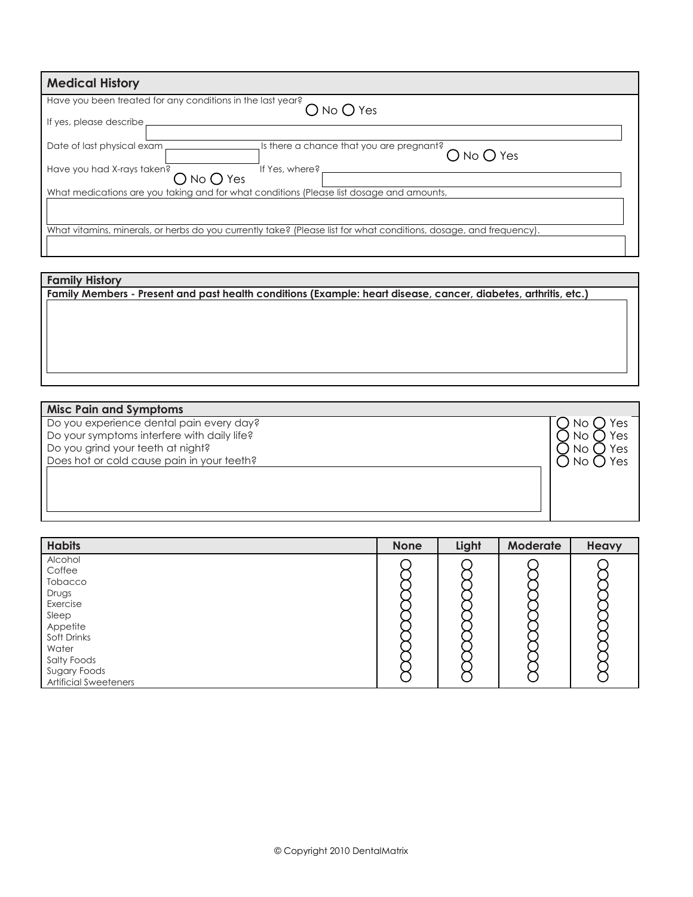## Medical History

Have you been treated for any conditions in the last year? ◯ No ◯ Yes

If yes, please describe

Date of last physical exam

Is there a chance that you are pregnant? ◯ No ◯ Yes

Have you had X-rays taken? ◯ No ◯ Yes

If Yes, where?

What medications are you taking and for what conditions (Please list dosage and amounts,

What vitamins, minerals, or herbs do you currently take? (Please list for what conditions, dosage, and frequency).

## Family History

**Family Members - Present and past health conditions (Example: heart disease, cancer, diabetes, arthritis, etc.)**

## Misc Pain and Symptoms

| | |
|---|---|
| Do you experience dental pain every day? | ◯ No ◯ Yes |
| Do your symptoms interfere with daily life? | ◯ No ◯ Yes |
| Do you grind your teeth at night? | ◯ No ◯ Yes |
| Does hot or cold cause pain in your teeth? | ◯ No ◯ Yes |

| Habits | None | Light | Moderate | Heavy |
|---|---|---|---|---|
| Alcohol | ◯ | ◯ | ◯ | ◯ |
| Coffee | ◯ | ◯ | ◯ | ◯ |
| Tobacco | ◯ | ◯ | ◯ | ◯ |
| Drugs | ◯ | ◯ | ◯ | ◯ |
| Exercise | ◯ | ◯ | ◯ | ◯ |
| Sleep | ◯ | ◯ | ◯ | ◯ |
| Appetite | ◯ | ◯ | ◯ | ◯ |
| Soft Drinks | ◯ | ◯ | ◯ | ◯ |
| Water | ◯ | ◯ | ◯ | ◯ |
| Salty Foods | ◯ | ◯ | ◯ | ◯ |
| Sugary Foods | ◯ | ◯ | ◯ | ◯ |
| Artificial Sweeteners | ◯ | ◯ | ◯ | ◯ |

© Copyright 2010 DentalMatrix